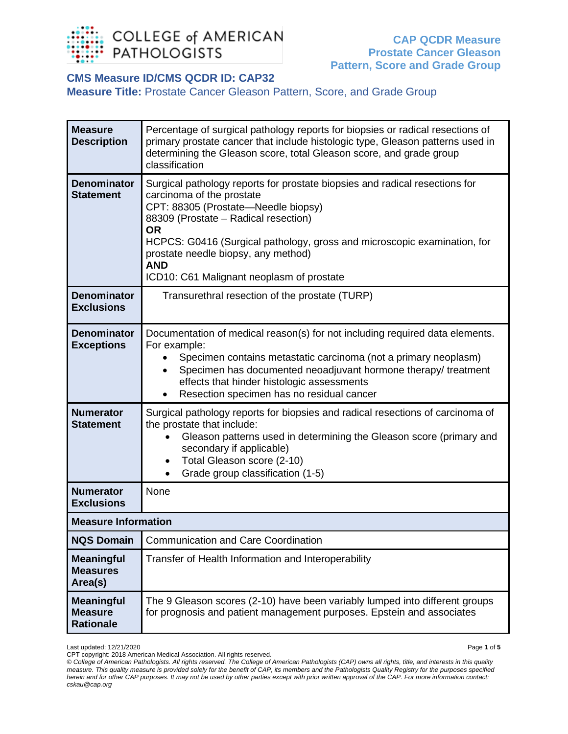# CMS Measure ID/CMS QCDR ID: CAP32

## Measure Title: Prostate Cancer Gleason Pattern, Score, and Grade Group

| | |
|---|---|
| **Measure Description** | Percentage of surgical pathology reports for biopsies or radical resections of primary prostate cancer that include histologic type, Gleason patterns used in determining the Gleason score, total Gleason score, and grade group classification |
| **Denominator Statement** | Surgical pathology reports for prostate biopsies and radical resections for carcinoma of the prostate<br>CPT: 88305 (Prostate—Needle biopsy)<br>88309 (Prostate – Radical resection)<br>**OR**<br>HCPCS: G0416 (Surgical pathology, gross and microscopic examination, for prostate needle biopsy, any method)<br>**AND**<br>ICD10: C61 Malignant neoplasm of prostate |
| **Denominator Exclusions** | Transurethral resection of the prostate (TURP) |
| **Denominator Exceptions** | Documentation of medical reason(s) for not including required data elements. For example:<br>• Specimen contains metastatic carcinoma (not a primary neoplasm)<br>• Specimen has documented neoadjuvant hormone therapy/ treatment effects that hinder histologic assessments<br>• Resection specimen has no residual cancer |
| **Numerator Statement** | Surgical pathology reports for biopsies and radical resections of carcinoma of the prostate that include:<br>• Gleason patterns used in determining the Gleason score (primary and secondary if applicable)<br>• Total Gleason score (2-10)<br>• Grade group classification (1-5) |
| **Numerator Exclusions** | None |
| **Measure Information** | |
| **NQS Domain** | Communication and Care Coordination |
| **Meaningful Measures Area(s)** | Transfer of Health Information and Interoperability |
| **Meaningful Measure Rationale** | The 9 Gleason scores (2-10) have been variably lumped into different groups for prognosis and patient management purposes. Epstein and associates |

Last updated: 12/21/2020

CPT copyright: 2018 American Medical Association. All rights reserved.

*© College of American Pathologists. All rights reserved. The College of American Pathologists (CAP) owns all rights, title, and interests in this quality measure. This quality measure is provided solely for the benefit of CAP, its members and the Pathologists Quality Registry for the purposes specified herein and for other CAP purposes. It may not be used by other parties except with prior written approval of the CAP. For more information contact: cskau@cap.org*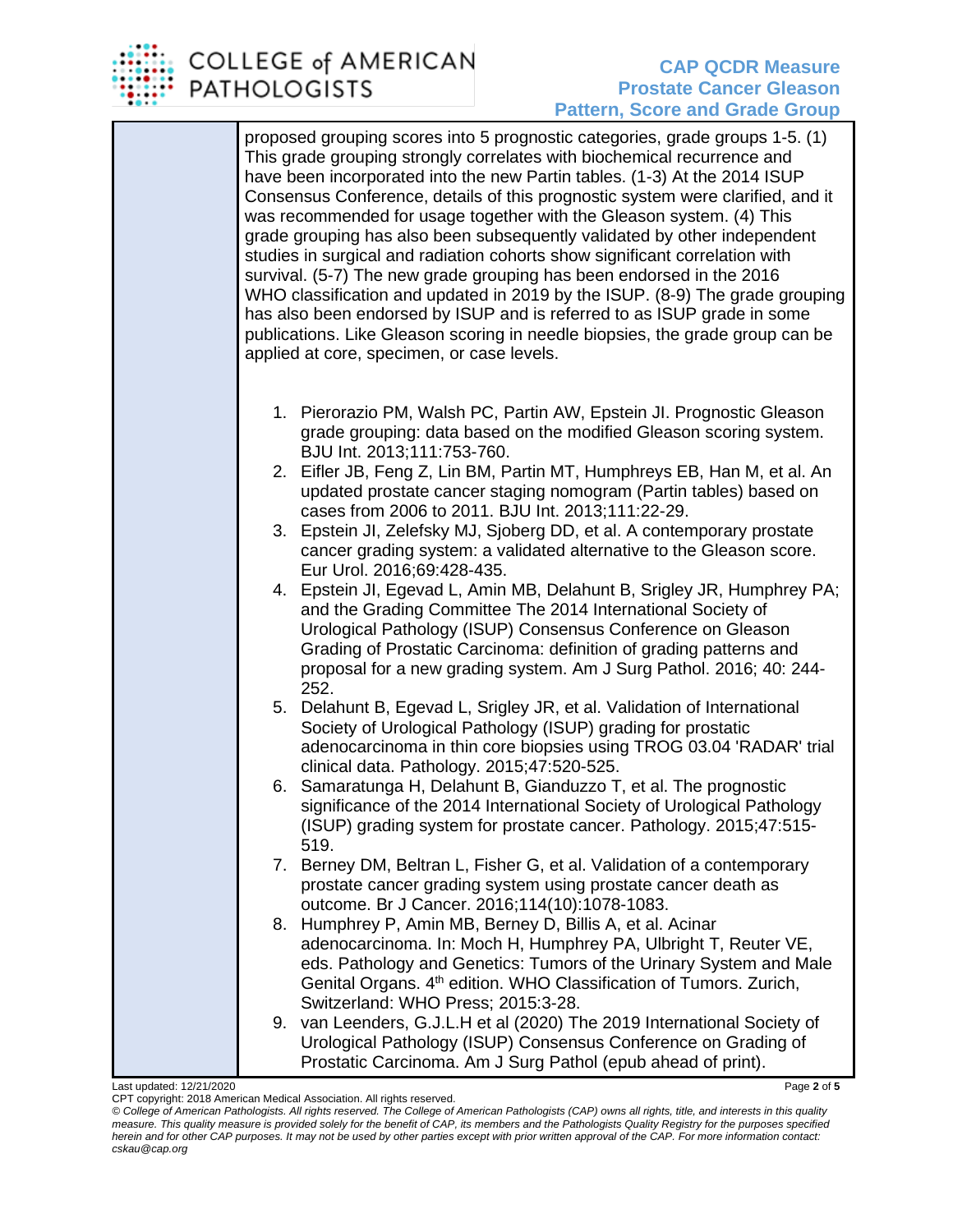proposed grouping scores into 5 prognostic categories, grade groups 1-5. (1) This grade grouping strongly correlates with biochemical recurrence and have been incorporated into the new Partin tables. (1-3) At the 2014 ISUP Consensus Conference, details of this prognostic system were clarified, and it was recommended for usage together with the Gleason system. (4) This grade grouping has also been subsequently validated by other independent studies in surgical and radiation cohorts show significant correlation with survival. (5-7) The new grade grouping has been endorsed in the 2016 WHO classification and updated in 2019 by the ISUP. (8-9) The grade grouping has also been endorsed by ISUP and is referred to as ISUP grade in some publications. Like Gleason scoring in needle biopsies, the grade group can be applied at core, specimen, or case levels.

1. Pierorazio PM, Walsh PC, Partin AW, Epstein JI. Prognostic Gleason grade grouping: data based on the modified Gleason scoring system. BJU Int. 2013;111:753-760.
2. Eifler JB, Feng Z, Lin BM, Partin MT, Humphreys EB, Han M, et al. An updated prostate cancer staging nomogram (Partin tables) based on cases from 2006 to 2011. BJU Int. 2013;111:22-29.
3. Epstein JI, Zelefsky MJ, Sjoberg DD, et al. A contemporary prostate cancer grading system: a validated alternative to the Gleason score. Eur Urol. 2016;69:428-435.
4. Epstein JI, Egevad L, Amin MB, Delahunt B, Srigley JR, Humphrey PA; and the Grading Committee The 2014 International Society of Urological Pathology (ISUP) Consensus Conference on Gleason Grading of Prostatic Carcinoma: definition of grading patterns and proposal for a new grading system. Am J Surg Pathol. 2016; 40: 244-252.
5. Delahunt B, Egevad L, Srigley JR, et al. Validation of International Society of Urological Pathology (ISUP) grading for prostatic adenocarcinoma in thin core biopsies using TROG 03.04 'RADAR' trial clinical data. Pathology. 2015;47:520-525.
6. Samaratunga H, Delahunt B, Gianduzzo T, et al. The prognostic significance of the 2014 International Society of Urological Pathology (ISUP) grading system for prostate cancer. Pathology. 2015;47:515-519.
7. Berney DM, Beltran L, Fisher G, et al. Validation of a contemporary prostate cancer grading system using prostate cancer death as outcome. Br J Cancer. 2016;114(10):1078-1083.
8. Humphrey P, Amin MB, Berney D, Billis A, et al. Acinar adenocarcinoma. In: Moch H, Humphrey PA, Ulbright T, Reuter VE, eds. Pathology and Genetics: Tumors of the Urinary System and Male Genital Organs. 4th edition. WHO Classification of Tumors. Zurich, Switzerland: WHO Press; 2015:3-28.
9. van Leenders, G.J.L.H et al (2020) The 2019 International Society of Urological Pathology (ISUP) Consensus Conference on Grading of Prostatic Carcinoma. Am J Surg Pathol (epub ahead of print).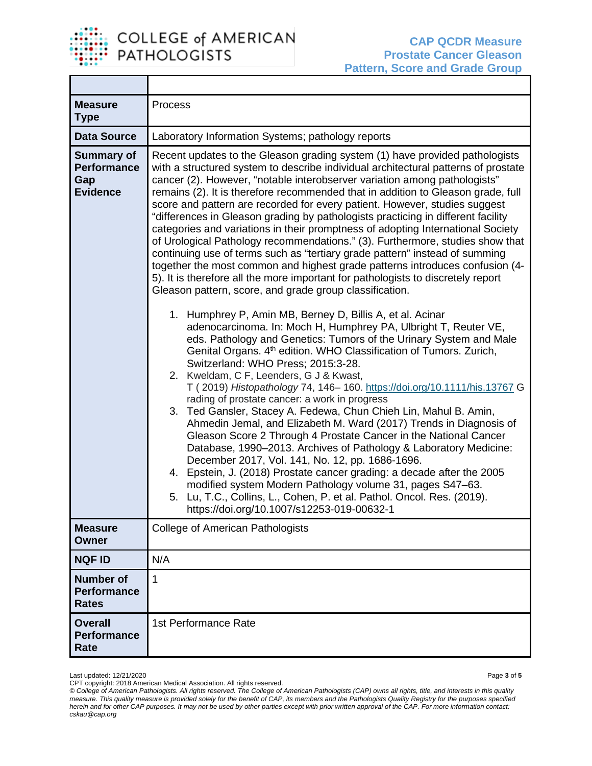| | |
|---|---|
| **Measure Type** | Process |
| **Data Source** | Laboratory Information Systems; pathology reports |
| **Summary of Performance Gap Evidence** | Recent updates to the Gleason grading system (1) have provided pathologists with a structured system to describe individual architectural patterns of prostate cancer (2). However, "notable interobserver variation among pathologists" remains (2). It is therefore recommended that in addition to Gleason grade, full score and pattern are recorded for every patient. However, studies suggest "differences in Gleason grading by pathologists practicing in different facility categories and variations in their promptness of adopting International Society of Urological Pathology recommendations." (3). Furthermore, studies show that continuing use of terms such as "tertiary grade pattern" instead of summing together the most common and highest grade patterns introduces confusion (4-5). It is therefore all the more important for pathologists to discretely report Gleason pattern, score, and grade group classification.<br><br>1. Humphrey P, Amin MB, Berney D, Billis A, et al. Acinar adenocarcinoma. In: Moch H, Humphrey PA, Ulbright T, Reuter VE, eds. Pathology and Genetics: Tumors of the Urinary System and Male Genital Organs. 4th edition. WHO Classification of Tumors. Zurich, Switzerland: WHO Press; 2015:3-28.<br>2. Kweldam, C F, Leenders, G J & Kwast, T ( 2019) *Histopathology* 74, 146– 160. https://doi.org/10.1111/his.13767 Grading of prostate cancer: a work in progress<br>3. Ted Gansler, Stacey A. Fedewa, Chun Chieh Lin, Mahul B. Amin, Ahmedin Jemal, and Elizabeth M. Ward (2017) Trends in Diagnosis of Gleason Score 2 Through 4 Prostate Cancer in the National Cancer Database, 1990–2013. Archives of Pathology & Laboratory Medicine: December 2017, Vol. 141, No. 12, pp. 1686-1696.<br>4. Epstein, J. (2018) Prostate cancer grading: a decade after the 2005 modified system Modern Pathology volume 31, pages S47–63.<br>5. Lu, T.C., Collins, L., Cohen, P. et al. Pathol. Oncol. Res. (2019). https://doi.org/10.1007/s12253-019-00632-1 |
| **Measure Owner** | College of American Pathologists |
| **NQF ID** | N/A |
| **Number of Performance Rates** | 1 |
| **Overall Performance Rate** | 1st Performance Rate |

Last updated: 12/21/2020

CPT copyright: 2018 American Medical Association. All rights reserved.

*© College of American Pathologists. All rights reserved. The College of American Pathologists (CAP) owns all rights, title, and interests in this quality measure. This quality measure is provided solely for the benefit of CAP, its members and the Pathologists Quality Registry for the purposes specified herein and for other CAP purposes. It may not be used by other parties except with prior written approval of the CAP. For more information contact: cskau@cap.org*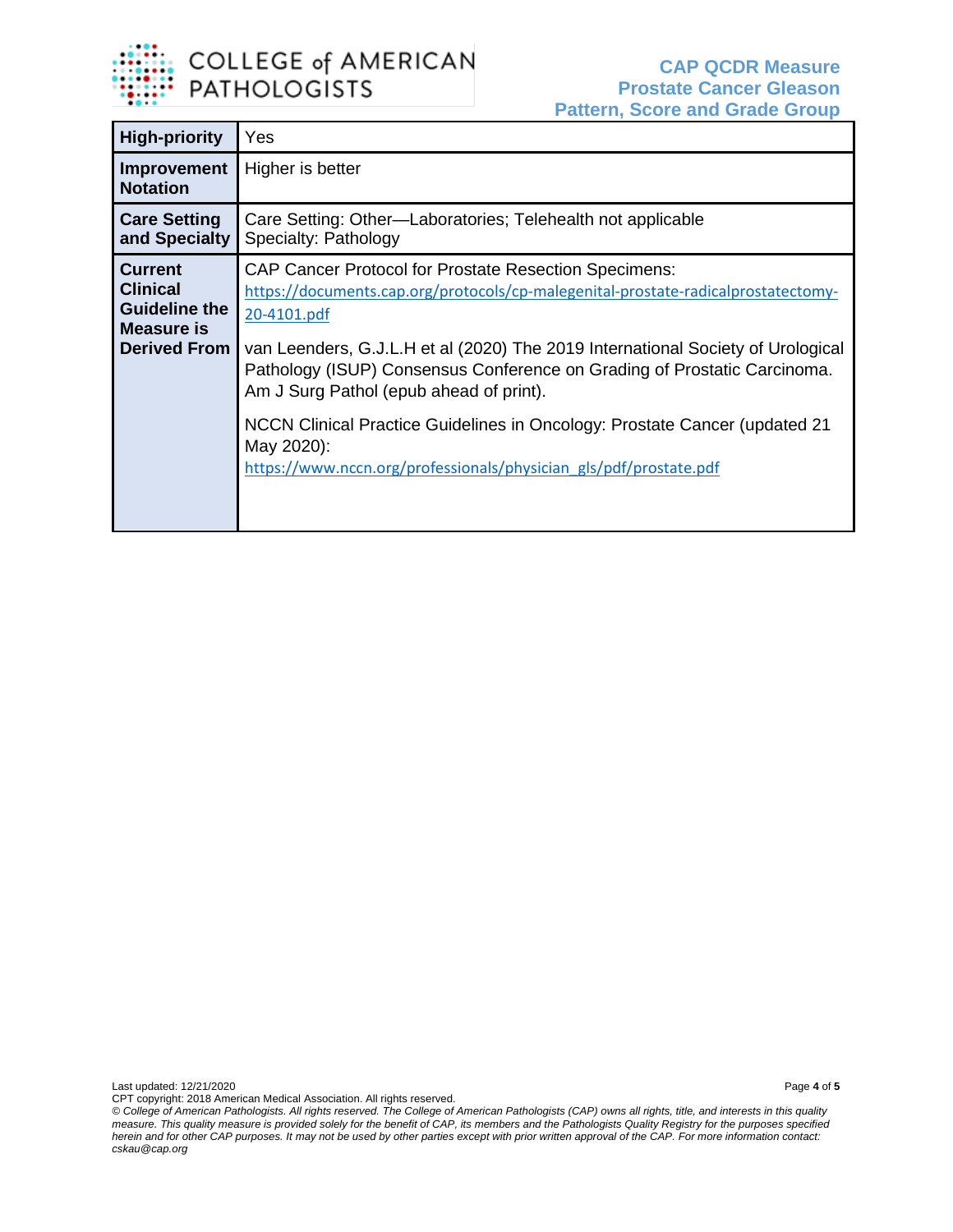| | |
|---|---|
| **High-priority** | Yes |
| **Improvement Notation** | Higher is better |
| **Care Setting and Specialty** | Care Setting: Other—Laboratories; Telehealth not applicable<br>Specialty: Pathology |
| **Current Clinical Guideline the Measure is Derived From** | CAP Cancer Protocol for Prostate Resection Specimens: https://documents.cap.org/protocols/cp-malegenital-prostate-radicalprostatectomy-20-4101.pdf<br><br>van Leenders, G.J.L.H et al (2020) The 2019 International Society of Urological Pathology (ISUP) Consensus Conference on Grading of Prostatic Carcinoma. Am J Surg Pathol (epub ahead of print).<br><br>NCCN Clinical Practice Guidelines in Oncology: Prostate Cancer (updated 21 May 2020): https://www.nccn.org/professionals/physician_gls/pdf/prostate.pdf |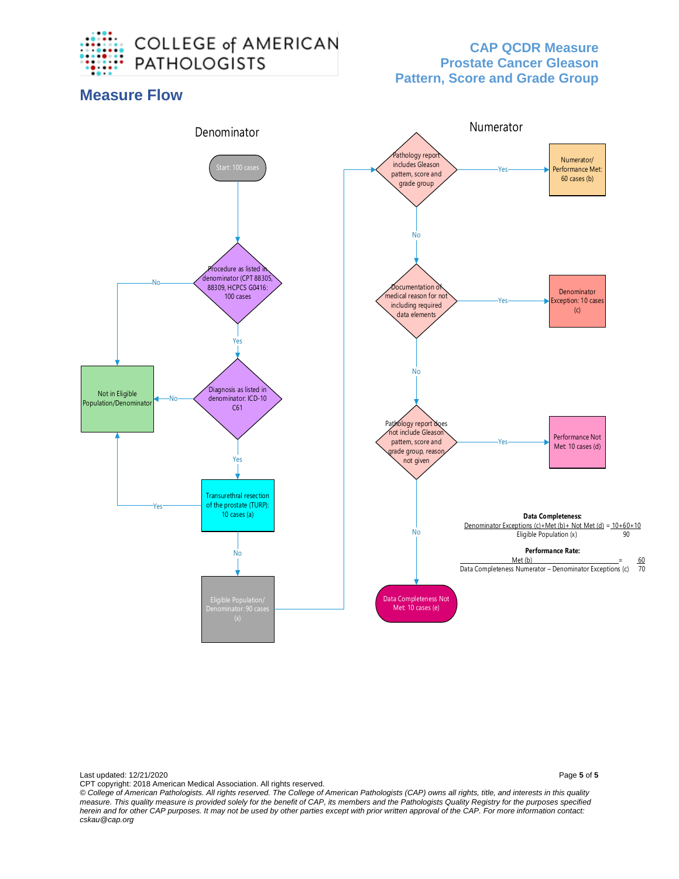# Measure Flow

CAP QCDR Measure
Prostate Cancer Gleason Pattern, Score and Grade Group

Denominator

Start: 100 cases

Procedure as listed in denominator (CPT 88305, 88309, HCPCS G0416: 100 cases

No

Yes

Diagnosis as listed in denominator: ICD-10 C61

No

Not in Eligible Population/Denominator

Yes

Transurethral resection of the prostate (TURP): 10 cases (a)

Yes

No

Eligible Population/ Denominator: 90 cases (x)

Numerator

Pathology report includes Gleason pattern, score and grade group

Yes

Numerator/ Performance Met: 60 cases (b)

No

Documentation of medical reason for not including required data elements

Yes

Denominator Exception: 10 cases (c)

No

Pathology report does not include Gleason pattern, score and grade group, reason not given

Yes

Performance Not Met: 10 cases (d)

No

Data Completeness Not Met: 10 cases (e)

**Data Completeness:**

$$\frac{\text{Denominator Exceptions (c)+Met (b)+ Not Met (d)}}{\text{Eligible Population (x)}} = \frac{10+60+10}{90}$$

**Performance Rate:**

$$\frac{\text{Met (b)}}{\text{Data Completeness Numerator} - \text{Denominator Exceptions (c)}} = \frac{60}{70}$$

Last updated: 12/21/2020

CPT copyright: 2018 American Medical Association. All rights reserved.

*© College of American Pathologists. All rights reserved. The College of American Pathologists (CAP) owns all rights, title, and interests in this quality measure. This quality measure is provided solely for the benefit of CAP, its members and the Pathologists Quality Registry for the purposes specified herein and for other CAP purposes. It may not be used by other parties except with prior written approval of the CAP. For more information contact: cskau@cap.org*